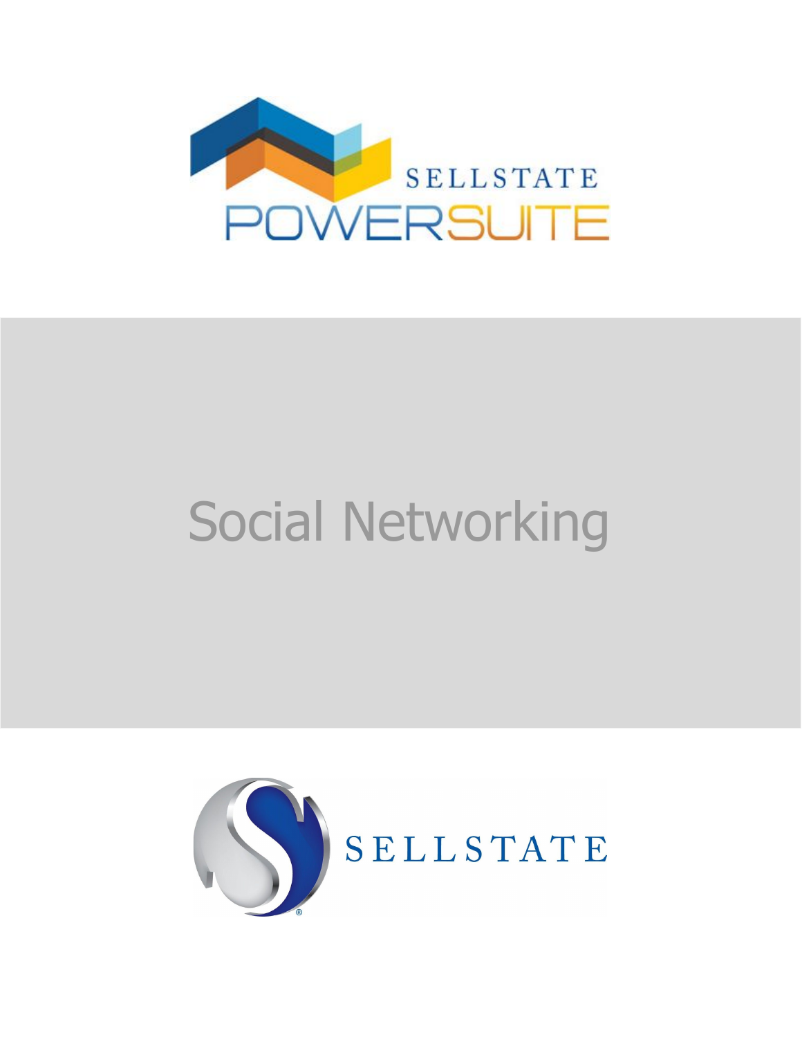SELLSTATE POWERSUITE

# Social Networking

SELLSTATE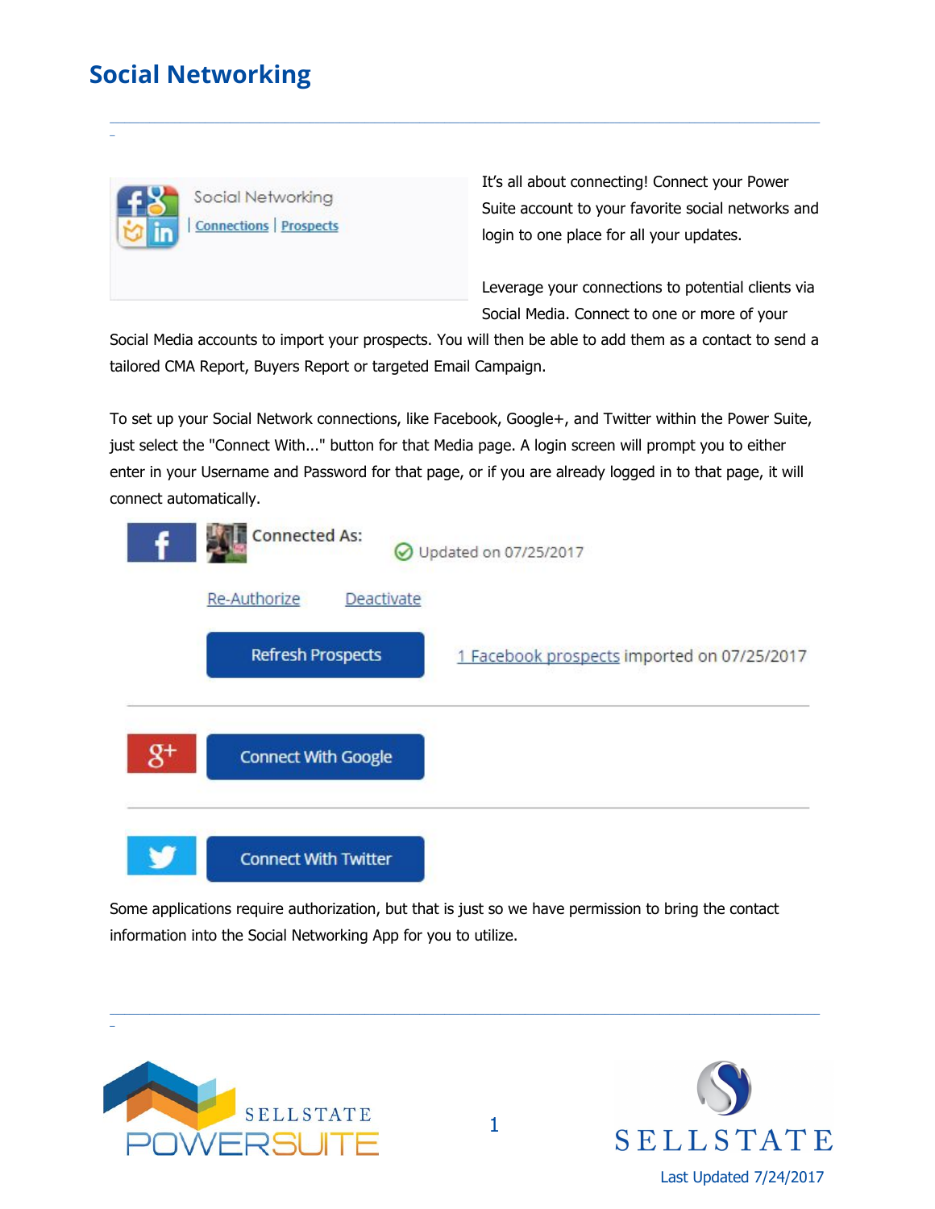# Social Networking

It's all about connecting! Connect your Power Suite account to your favorite social networks and login to one place for all your updates.

Leverage your connections to potential clients via Social Media. Connect to one or more of your Social Media accounts to import your prospects. You will then be able to add them as a contact to send a tailored CMA Report, Buyers Report or targeted Email Campaign.

To set up your Social Network connections, like Facebook, Google+, and Twitter within the Power Suite, just select the "Connect With..." button for that Media page. A login screen will prompt you to either enter in your Username and Password for that page, or if you are already logged in to that page, it will connect automatically.

Some applications require authorization, but that is just so we have permission to bring the contact information into the Social Networking App for you to utilize.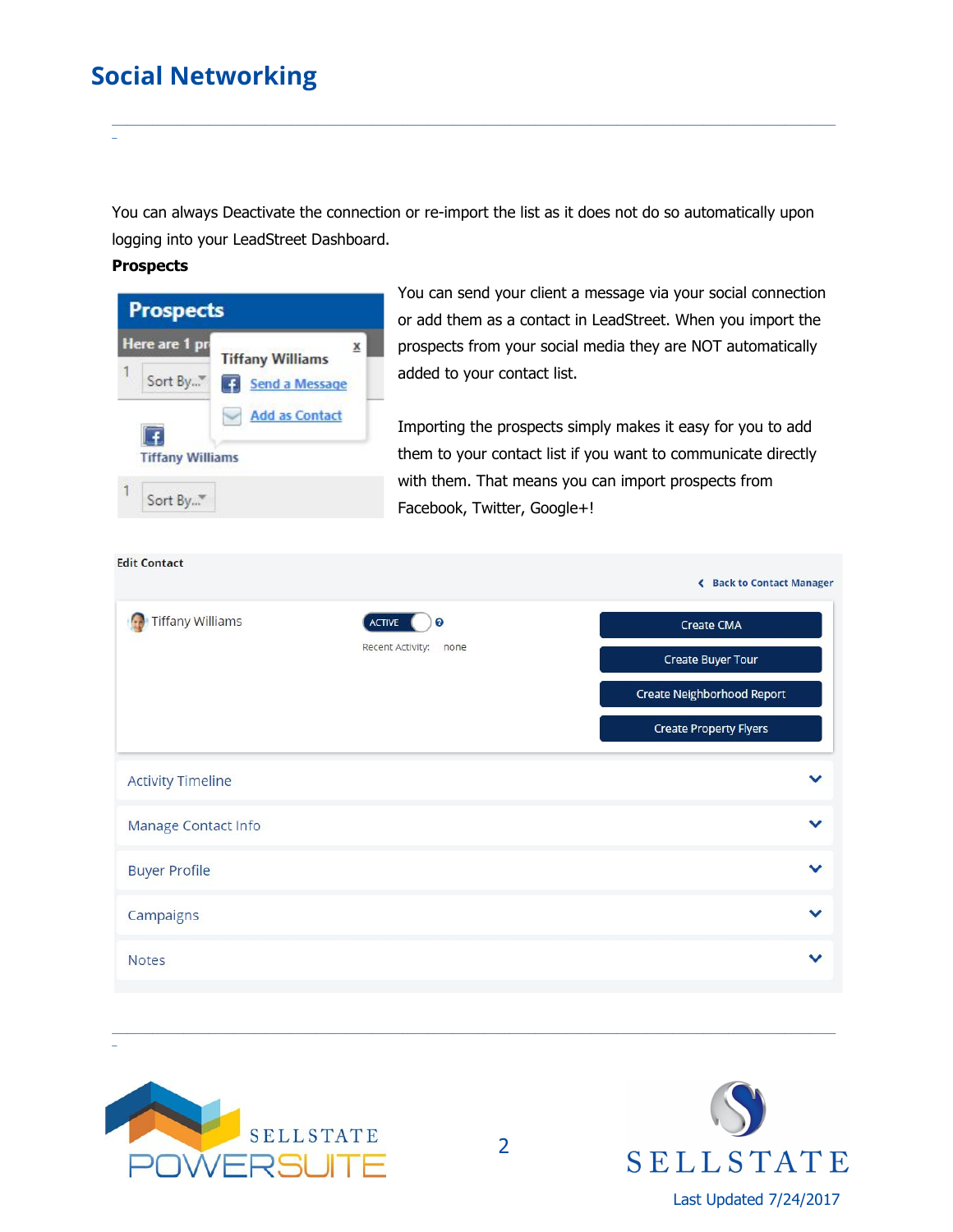# Social Networking

You can always Deactivate the connection or re-import the list as it does not do so automatically upon logging into your LeadStreet Dashboard.

**Prospects**

You can send your client a message via your social connection or add them as a contact in LeadStreet. When you import the prospects from your social media they are NOT automatically added to your contact list.

Importing the prospects simply makes it easy for you to add them to your contact list if you want to communicate directly with them. That means you can import prospects from Facebook, Twitter, Google+!

Last Updated 7/24/2017